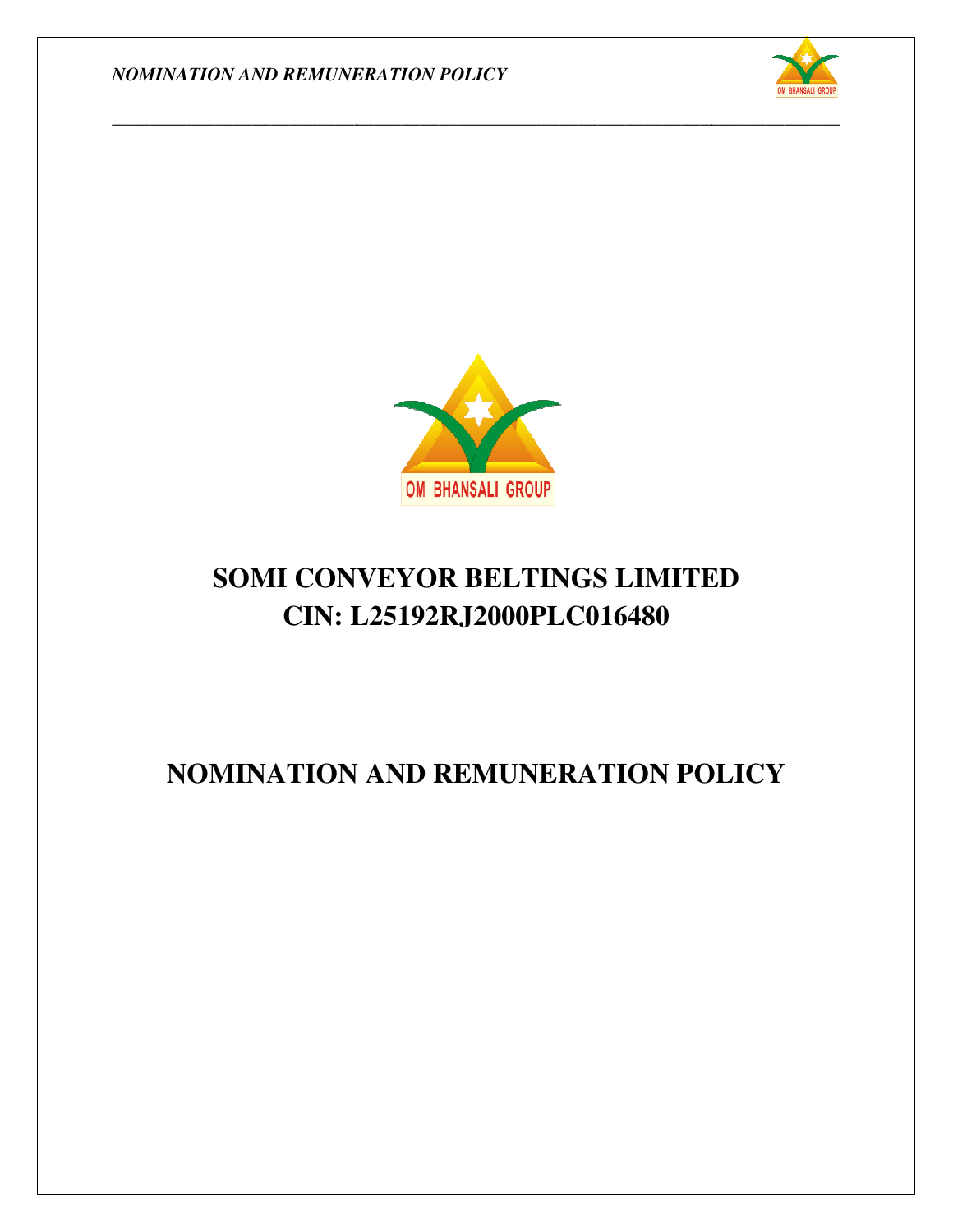OM BHANSALI GROUP

# SOMI CONVEYOR BELTINGS LIMITED
# CIN: L25192RJ2000PLC016480

# NOMINATION AND REMUNERATION POLICY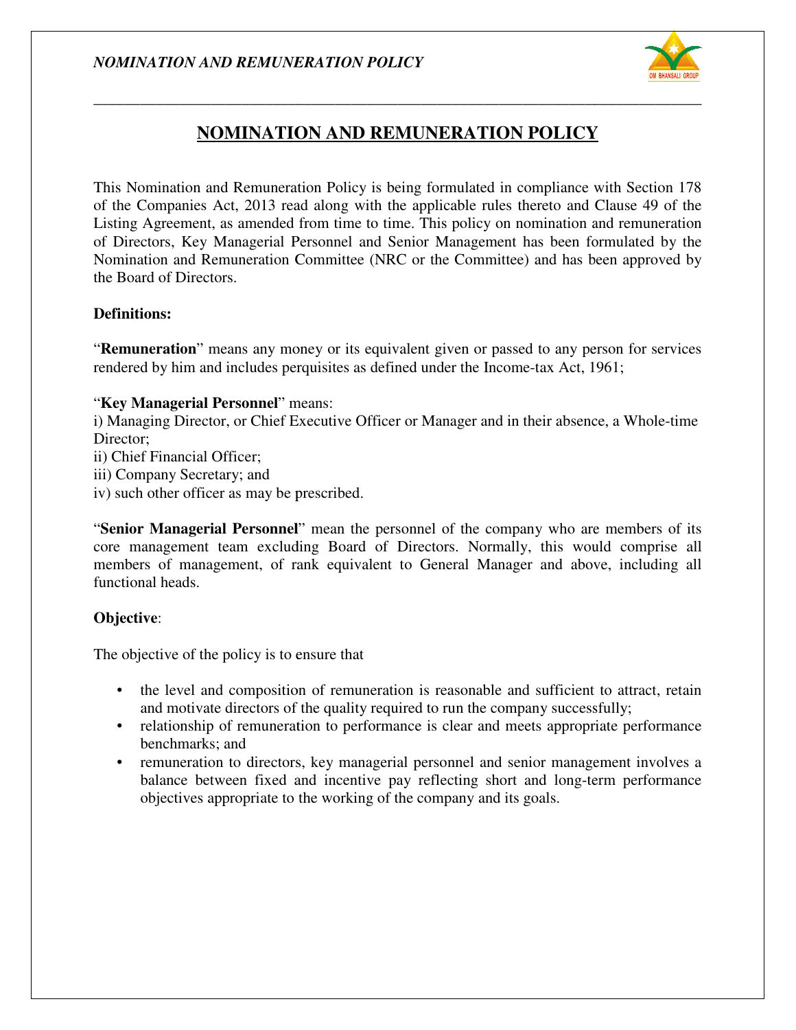# NOMINATION AND REMUNERATION POLICY

This Nomination and Remuneration Policy is being formulated in compliance with Section 178 of the Companies Act, 2013 read along with the applicable rules thereto and Clause 49 of the Listing Agreement, as amended from time to time. This policy on nomination and remuneration of Directors, Key Managerial Personnel and Senior Management has been formulated by the Nomination and Remuneration Committee (NRC or the Committee) and has been approved by the Board of Directors.

**Definitions:**

"**Remuneration**" means any money or its equivalent given or passed to any person for services rendered by him and includes perquisites as defined under the Income-tax Act, 1961;

"**Key Managerial Personnel**" means:
i) Managing Director, or Chief Executive Officer or Manager and in their absence, a Whole-time Director;
ii) Chief Financial Officer;
iii) Company Secretary; and
iv) such other officer as may be prescribed.

"**Senior Managerial Personnel**" mean the personnel of the company who are members of its core management team excluding Board of Directors. Normally, this would comprise all members of management, of rank equivalent to General Manager and above, including all functional heads.

**Objective**:

The objective of the policy is to ensure that

- the level and composition of remuneration is reasonable and sufficient to attract, retain and motivate directors of the quality required to run the company successfully;
- relationship of remuneration to performance is clear and meets appropriate performance benchmarks; and
- remuneration to directors, key managerial personnel and senior management involves a balance between fixed and incentive pay reflecting short and long-term performance objectives appropriate to the working of the company and its goals.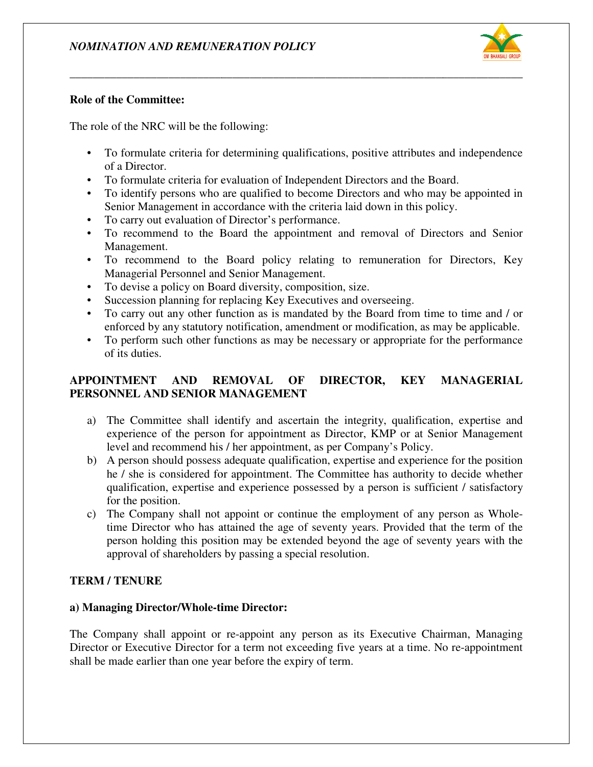**Role of the Committee:**

The role of the NRC will be the following:

- To formulate criteria for determining qualifications, positive attributes and independence of a Director.
- To formulate criteria for evaluation of Independent Directors and the Board.
- To identify persons who are qualified to become Directors and who may be appointed in Senior Management in accordance with the criteria laid down in this policy.
- To carry out evaluation of Director's performance.
- To recommend to the Board the appointment and removal of Directors and Senior Management.
- To recommend to the Board policy relating to remuneration for Directors, Key Managerial Personnel and Senior Management.
- To devise a policy on Board diversity, composition, size.
- Succession planning for replacing Key Executives and overseeing.
- To carry out any other function as is mandated by the Board from time to time and / or enforced by any statutory notification, amendment or modification, as may be applicable.
- To perform such other functions as may be necessary or appropriate for the performance of its duties.

**APPOINTMENT AND REMOVAL OF DIRECTOR, KEY MANAGERIAL PERSONNEL AND SENIOR MANAGEMENT**

a) The Committee shall identify and ascertain the integrity, qualification, expertise and experience of the person for appointment as Director, KMP or at Senior Management level and recommend his / her appointment, as per Company's Policy.

b) A person should possess adequate qualification, expertise and experience for the position he / she is considered for appointment. The Committee has authority to decide whether qualification, expertise and experience possessed by a person is sufficient / satisfactory for the position.

c) The Company shall not appoint or continue the employment of any person as Whole-time Director who has attained the age of seventy years. Provided that the term of the person holding this position may be extended beyond the age of seventy years with the approval of shareholders by passing a special resolution.

**TERM / TENURE**

**a) Managing Director/Whole-time Director:**

The Company shall appoint or re-appoint any person as its Executive Chairman, Managing Director or Executive Director for a term not exceeding five years at a time. No re-appointment shall be made earlier than one year before the expiry of term.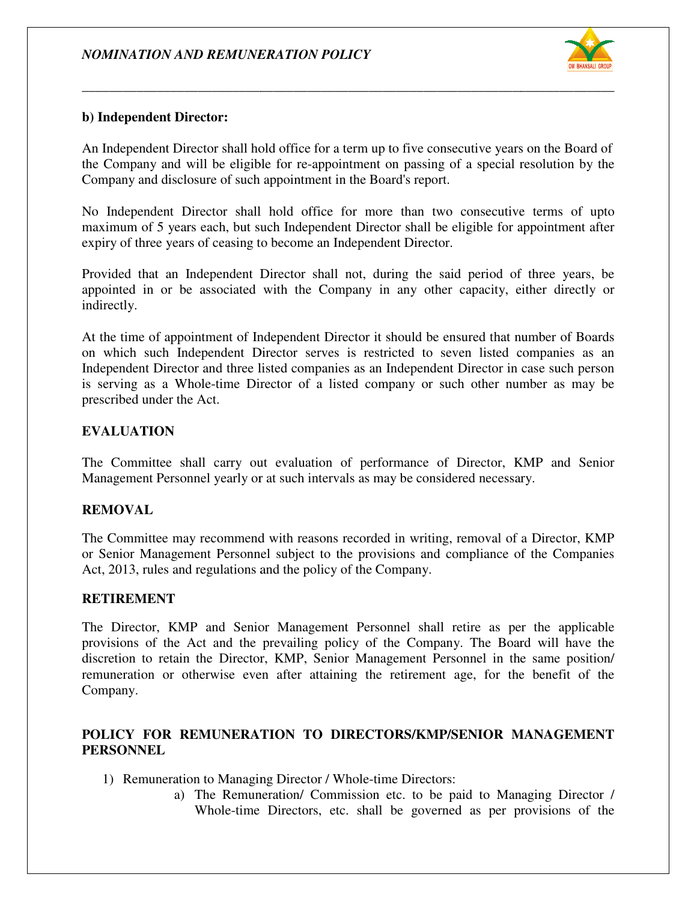**b) Independent Director:**

An Independent Director shall hold office for a term up to five consecutive years on the Board of the Company and will be eligible for re-appointment on passing of a special resolution by the Company and disclosure of such appointment in the Board's report.

No Independent Director shall hold office for more than two consecutive terms of upto maximum of 5 years each, but such Independent Director shall be eligible for appointment after expiry of three years of ceasing to become an Independent Director.

Provided that an Independent Director shall not, during the said period of three years, be appointed in or be associated with the Company in any other capacity, either directly or indirectly.

At the time of appointment of Independent Director it should be ensured that number of Boards on which such Independent Director serves is restricted to seven listed companies as an Independent Director and three listed companies as an Independent Director in case such person is serving as a Whole-time Director of a listed company or such other number as may be prescribed under the Act.

**EVALUATION**

The Committee shall carry out evaluation of performance of Director, KMP and Senior Management Personnel yearly or at such intervals as may be considered necessary.

**REMOVAL**

The Committee may recommend with reasons recorded in writing, removal of a Director, KMP or Senior Management Personnel subject to the provisions and compliance of the Companies Act, 2013, rules and regulations and the policy of the Company.

**RETIREMENT**

The Director, KMP and Senior Management Personnel shall retire as per the applicable provisions of the Act and the prevailing policy of the Company. The Board will have the discretion to retain the Director, KMP, Senior Management Personnel in the same position/ remuneration or otherwise even after attaining the retirement age, for the benefit of the Company.

**POLICY FOR REMUNERATION TO DIRECTORS/KMP/SENIOR MANAGEMENT PERSONNEL**

1) Remuneration to Managing Director / Whole-time Directors:
   a) The Remuneration/ Commission etc. to be paid to Managing Director / Whole-time Directors, etc. shall be governed as per provisions of the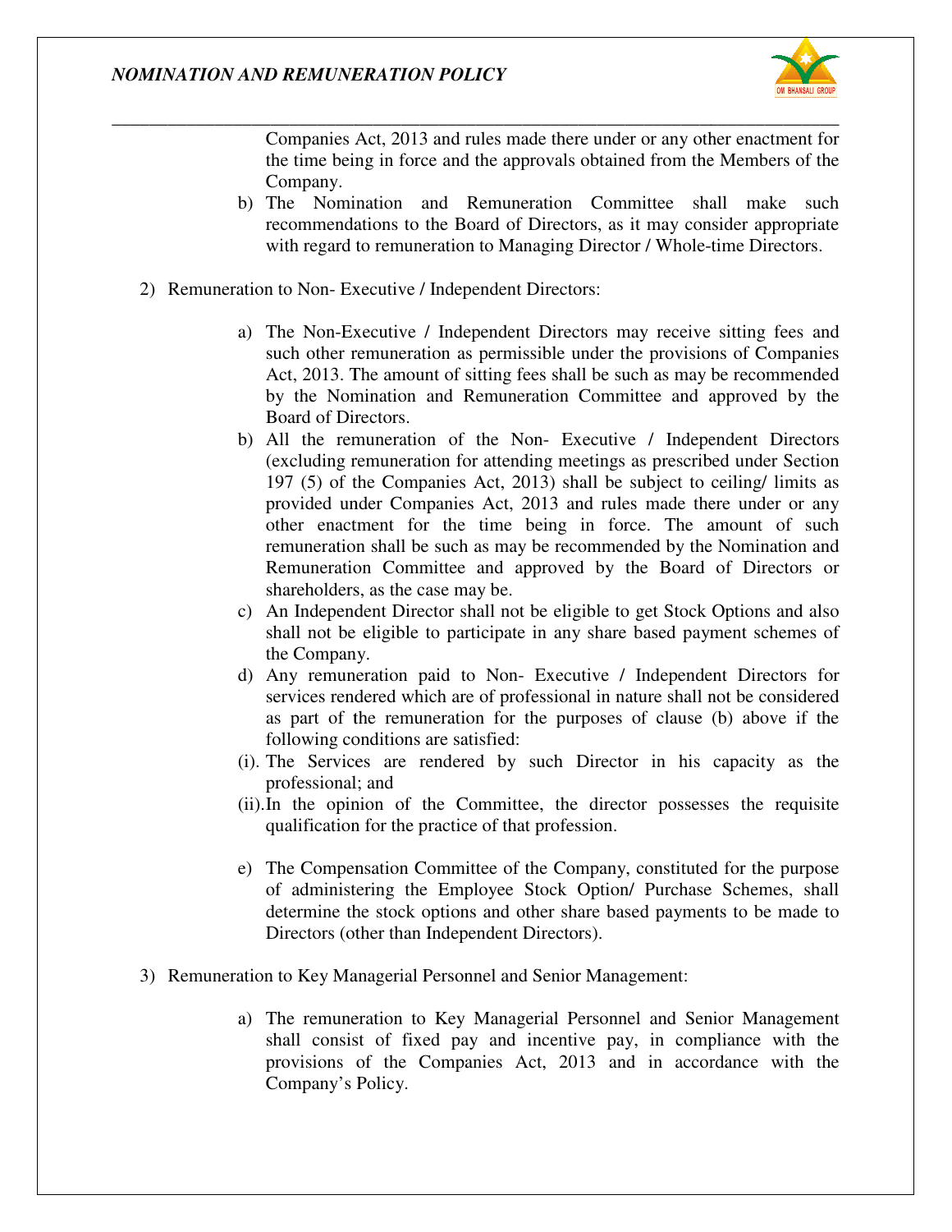Companies Act, 2013 and rules made there under or any other enactment for the time being in force and the approvals obtained from the Members of the Company.

b) The Nomination and Remuneration Committee shall make such recommendations to the Board of Directors, as it may consider appropriate with regard to remuneration to Managing Director / Whole-time Directors.

2) Remuneration to Non- Executive / Independent Directors:

a) The Non-Executive / Independent Directors may receive sitting fees and such other remuneration as permissible under the provisions of Companies Act, 2013. The amount of sitting fees shall be such as may be recommended by the Nomination and Remuneration Committee and approved by the Board of Directors.

b) All the remuneration of the Non- Executive / Independent Directors (excluding remuneration for attending meetings as prescribed under Section 197 (5) of the Companies Act, 2013) shall be subject to ceiling/ limits as provided under Companies Act, 2013 and rules made there under or any other enactment for the time being in force. The amount of such remuneration shall be such as may be recommended by the Nomination and Remuneration Committee and approved by the Board of Directors or shareholders, as the case may be.

c) An Independent Director shall not be eligible to get Stock Options and also shall not be eligible to participate in any share based payment schemes of the Company.

d) Any remuneration paid to Non- Executive / Independent Directors for services rendered which are of professional in nature shall not be considered as part of the remuneration for the purposes of clause (b) above if the following conditions are satisfied:

(i). The Services are rendered by such Director in his capacity as the professional; and

(ii). In the opinion of the Committee, the director possesses the requisite qualification for the practice of that profession.

e) The Compensation Committee of the Company, constituted for the purpose of administering the Employee Stock Option/ Purchase Schemes, shall determine the stock options and other share based payments to be made to Directors (other than Independent Directors).

3) Remuneration to Key Managerial Personnel and Senior Management:

a) The remuneration to Key Managerial Personnel and Senior Management shall consist of fixed pay and incentive pay, in compliance with the provisions of the Companies Act, 2013 and in accordance with the Company's Policy.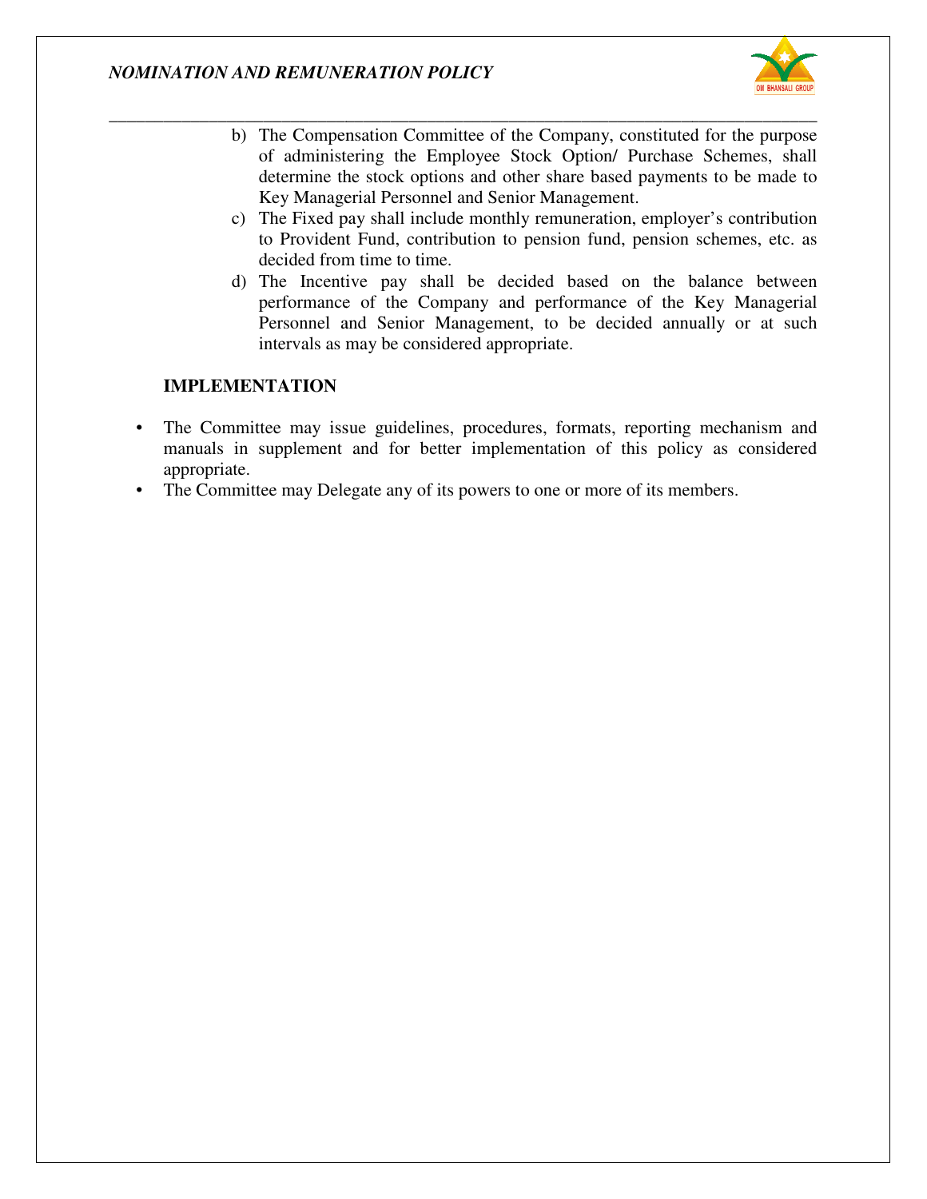b) The Compensation Committee of the Company, constituted for the purpose of administering the Employee Stock Option/ Purchase Schemes, shall determine the stock options and other share based payments to be made to Key Managerial Personnel and Senior Management.

c) The Fixed pay shall include monthly remuneration, employer's contribution to Provident Fund, contribution to pension fund, pension schemes, etc. as decided from time to time.

d) The Incentive pay shall be decided based on the balance between performance of the Company and performance of the Key Managerial Personnel and Senior Management, to be decided annually or at such intervals as may be considered appropriate.

**IMPLEMENTATION**

- The Committee may issue guidelines, procedures, formats, reporting mechanism and manuals in supplement and for better implementation of this policy as considered appropriate.
- The Committee may Delegate any of its powers to one or more of its members.